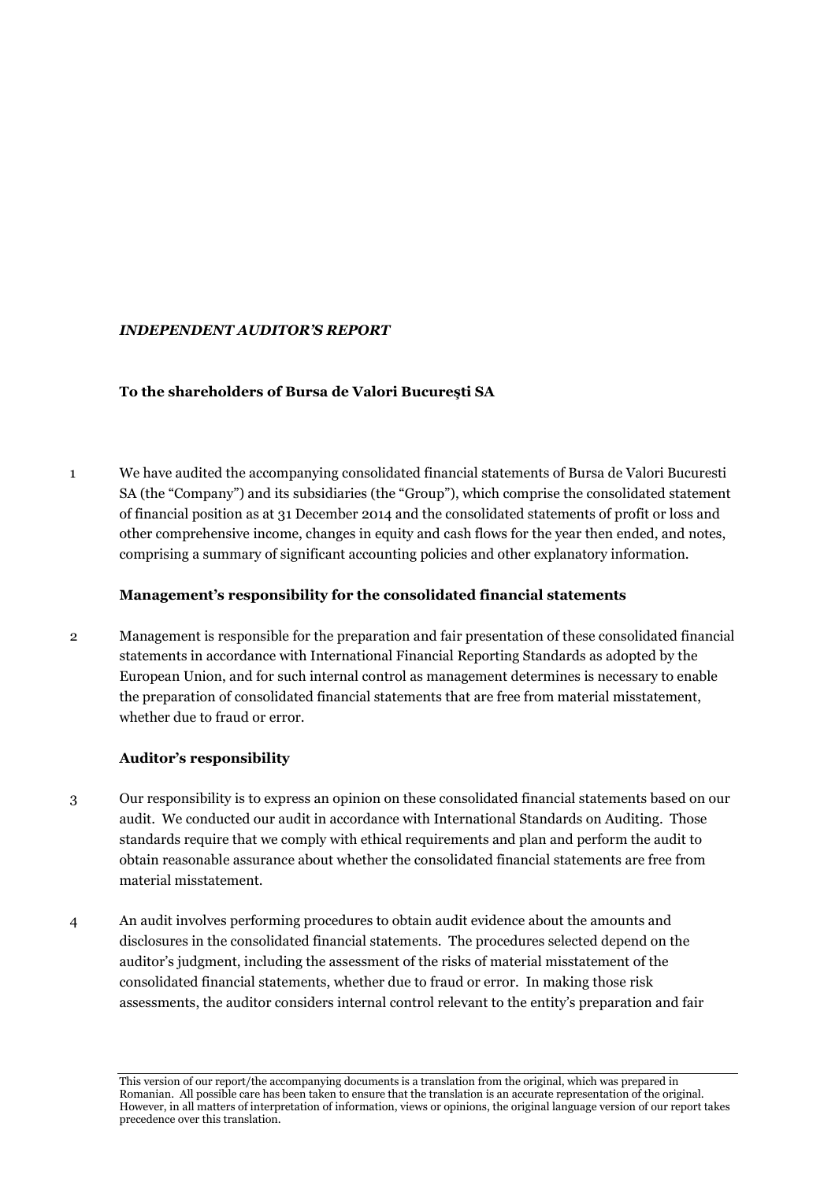***INDEPENDENT AUDITOR'S REPORT***

**To the shareholders of Bursa de Valori Bucureşti SA**

1 We have audited the accompanying consolidated financial statements of Bursa de Valori Bucuresti SA (the "Company") and its subsidiaries (the "Group"), which comprise the consolidated statement of financial position as at 31 December 2014 and the consolidated statements of profit or loss and other comprehensive income, changes in equity and cash flows for the year then ended, and notes, comprising a summary of significant accounting policies and other explanatory information.

**Management's responsibility for the consolidated financial statements**

2 Management is responsible for the preparation and fair presentation of these consolidated financial statements in accordance with International Financial Reporting Standards as adopted by the European Union, and for such internal control as management determines is necessary to enable the preparation of consolidated financial statements that are free from material misstatement, whether due to fraud or error.

**Auditor's responsibility**

3 Our responsibility is to express an opinion on these consolidated financial statements based on our audit. We conducted our audit in accordance with International Standards on Auditing. Those standards require that we comply with ethical requirements and plan and perform the audit to obtain reasonable assurance about whether the consolidated financial statements are free from material misstatement.

4 An audit involves performing procedures to obtain audit evidence about the amounts and disclosures in the consolidated financial statements. The procedures selected depend on the auditor's judgment, including the assessment of the risks of material misstatement of the consolidated financial statements, whether due to fraud or error. In making those risk assessments, the auditor considers internal control relevant to the entity's preparation and fair

This version of our report/the accompanying documents is a translation from the original, which was prepared in Romanian. All possible care has been taken to ensure that the translation is an accurate representation of the original. However, in all matters of interpretation of information, views or opinions, the original language version of our report takes precedence over this translation.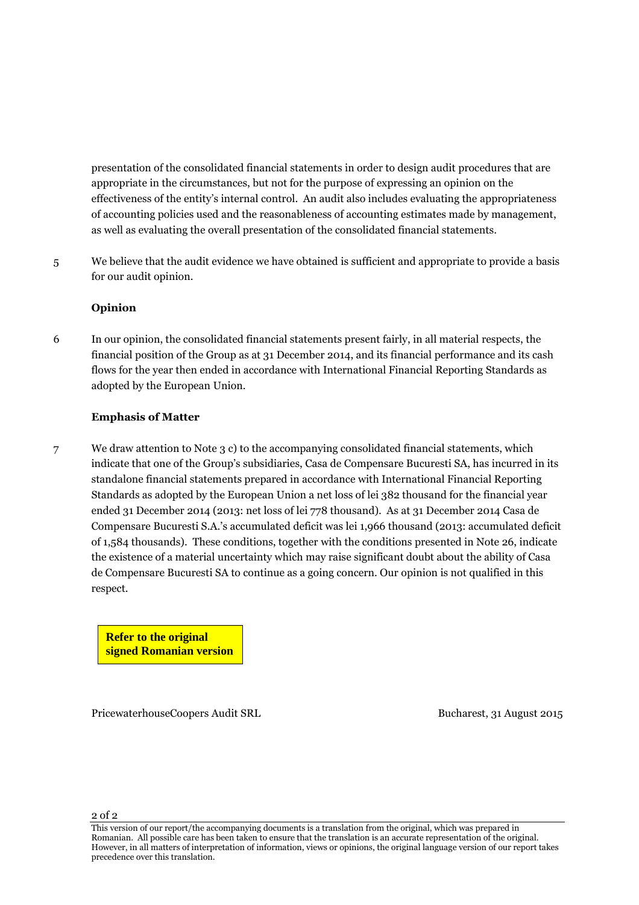presentation of the consolidated financial statements in order to design audit procedures that are appropriate in the circumstances, but not for the purpose of expressing an opinion on the effectiveness of the entity's internal control. An audit also includes evaluating the appropriateness of accounting policies used and the reasonableness of accounting estimates made by management, as well as evaluating the overall presentation of the consolidated financial statements.

5 We believe that the audit evidence we have obtained is sufficient and appropriate to provide a basis for our audit opinion.

**Opinion**

6 In our opinion, the consolidated financial statements present fairly, in all material respects, the financial position of the Group as at 31 December 2014, and its financial performance and its cash flows for the year then ended in accordance with International Financial Reporting Standards as adopted by the European Union.

**Emphasis of Matter**

7 We draw attention to Note 3 c) to the accompanying consolidated financial statements, which indicate that one of the Group's subsidiaries, Casa de Compensare Bucuresti SA, has incurred in its standalone financial statements prepared in accordance with International Financial Reporting Standards as adopted by the European Union a net loss of lei 382 thousand for the financial year ended 31 December 2014 (2013: net loss of lei 778 thousand). As at 31 December 2014 Casa de Compensare Bucuresti S.A.'s accumulated deficit was lei 1,966 thousand (2013: accumulated deficit of 1,584 thousands). These conditions, together with the conditions presented in Note 26, indicate the existence of a material uncertainty which may raise significant doubt about the ability of Casa de Compensare Bucuresti SA to continue as a going concern. Our opinion is not qualified in this respect.

**Refer to the original signed Romanian version**

PricewaterhouseCoopers Audit SRL

Bucharest, 31 August 2015

This version of our report/the accompanying documents is a translation from the original, which was prepared in Romanian. All possible care has been taken to ensure that the translation is an accurate representation of the original. However, in all matters of interpretation of information, views or opinions, the original language version of our report takes precedence over this translation.